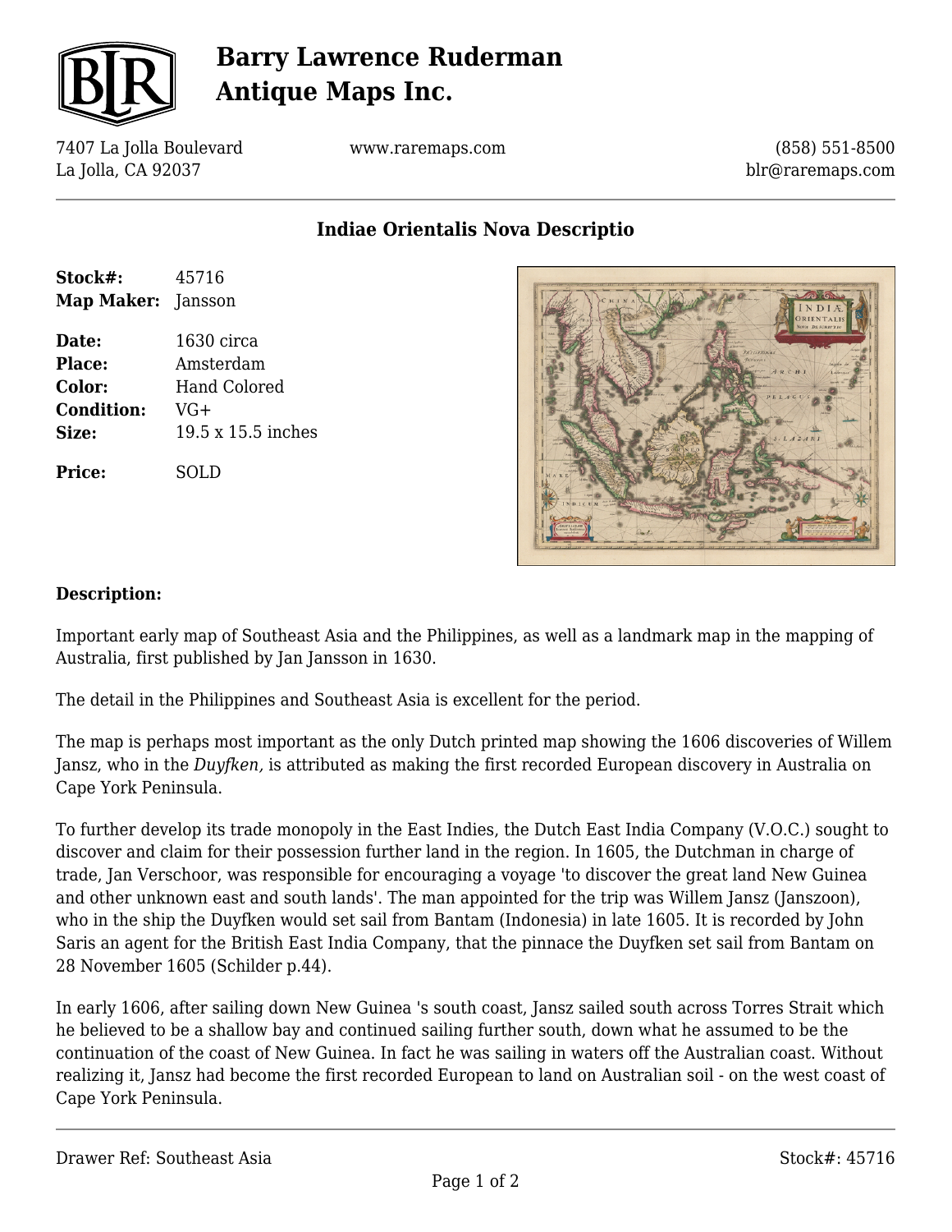# Barry Lawrence Ruderman Antique Maps Inc.

7407 La Jolla Boulevard
La Jolla, CA 92037

www.raremaps.com

(858) 551-8500
blr@raremaps.com

## Indiae Orientalis Nova Descriptio

**Stock#:** 45716
**Map Maker:** Jansson

**Date:** 1630 circa
**Place:** Amsterdam
**Color:** Hand Colored
**Condition:** VG+
**Size:** 19.5 x 15.5 inches

**Price:** SOLD

### Description:

Important early map of Southeast Asia and the Philippines, as well as a landmark map in the mapping of Australia, first published by Jan Jansson in 1630.

The detail in the Philippines and Southeast Asia is excellent for the period.

The map is perhaps most important as the only Dutch printed map showing the 1606 discoveries of Willem Jansz, who in the *Duyfken,* is attributed as making the first recorded European discovery in Australia on Cape York Peninsula.

To further develop its trade monopoly in the East Indies, the Dutch East India Company (V.O.C.) sought to discover and claim for their possession further land in the region. In 1605, the Dutchman in charge of trade, Jan Verschoor, was responsible for encouraging a voyage 'to discover the great land New Guinea and other unknown east and south lands'. The man appointed for the trip was Willem Jansz (Janszoon), who in the ship the Duyfken would set sail from Bantam (Indonesia) in late 1605. It is recorded by John Saris an agent for the British East India Company, that the pinnace the Duyfken set sail from Bantam on 28 November 1605 (Schilder p.44).

In early 1606, after sailing down New Guinea 's south coast, Jansz sailed south across Torres Strait which he believed to be a shallow bay and continued sailing further south, down what he assumed to be the continuation of the coast of New Guinea. In fact he was sailing in waters off the Australian coast. Without realizing it, Jansz had become the first recorded European to land on Australian soil - on the west coast of Cape York Peninsula.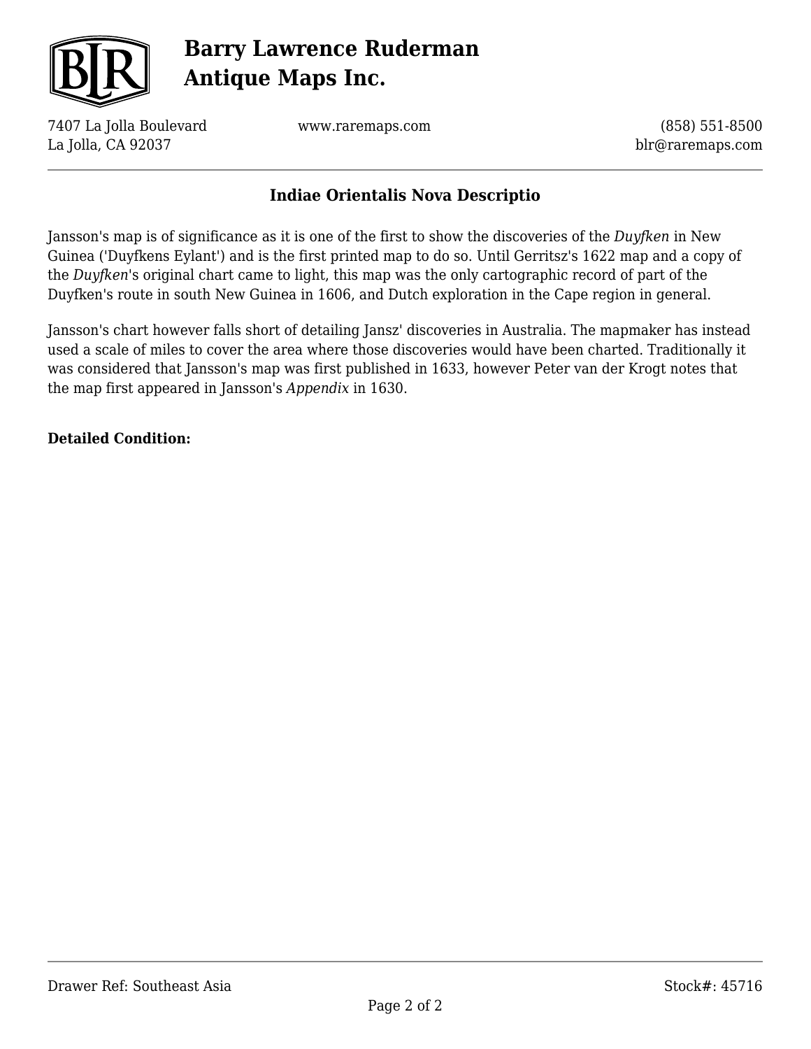## Indiae Orientalis Nova Descriptio

Jansson's map is of significance as it is one of the first to show the discoveries of the *Duyfken* in New Guinea ('Duyfkens Eylant') and is the first printed map to do so. Until Gerritsz's 1622 map and a copy of the *Duyfken*'s original chart came to light, this map was the only cartographic record of part of the Duyfken's route in south New Guinea in 1606, and Dutch exploration in the Cape region in general.

Jansson's chart however falls short of detailing Jansz' discoveries in Australia. The mapmaker has instead used a scale of miles to cover the area where those discoveries would have been charted. Traditionally it was considered that Jansson's map was first published in 1633, however Peter van der Krogt notes that the map first appeared in Jansson's *Appendix* in 1630.

**Detailed Condition:**

Drawer Ref: Southeast Asia

Stock#: 45716